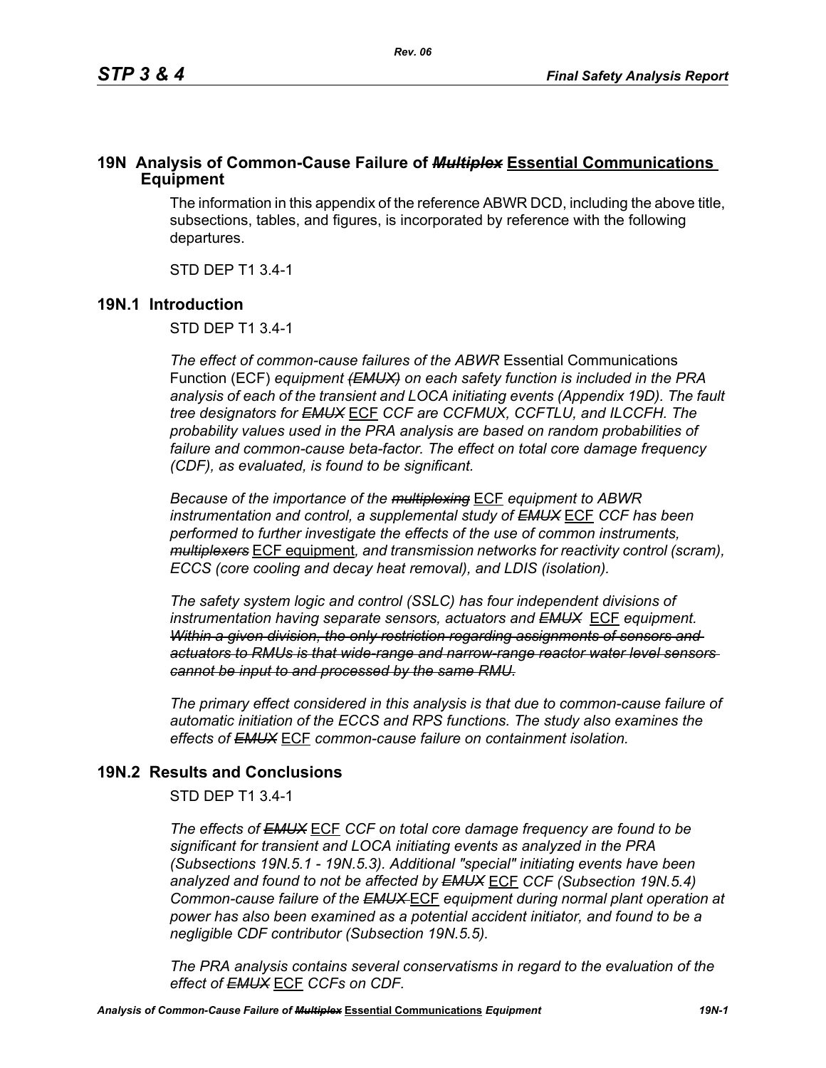## 19N Analysis of Common-Cause Failure of ~~*Multiplex*~~ Essential Communications Equipment

The information in this appendix of the reference ABWR DCD, including the above title, subsections, tables, and figures, is incorporated by reference with the following departures.

STD DEP T1 3.4-1

## 19N.1 Introduction

STD DEP T1 3.4-1

*The effect of common-cause failures of the ABWR* Essential Communications Function (ECF) *equipment ~~(EMUX)~~ on each safety function is included in the PRA analysis of each of the transient and LOCA initiating events (Appendix 19D). The fault tree designators for ~~EMUX~~* ECF *CCF are CCFMUX, CCFTLU, and ILCCFH. The probability values used in the PRA analysis are based on random probabilities of failure and common-cause beta-factor. The effect on total core damage frequency (CDF), as evaluated, is found to be significant.*

*Because of the importance of the ~~multiplexing~~* ECF *equipment to ABWR instrumentation and control, a supplemental study of ~~EMUX~~* ECF *CCF has been performed to further investigate the effects of the use of common instruments, ~~multiplexers~~* ECF equipment*, and transmission networks for reactivity control (scram), ECCS (core cooling and decay heat removal), and LDIS (isolation).*

*The safety system logic and control (SSLC) has four independent divisions of instrumentation having separate sensors, actuators and ~~EMUX~~* ECF *equipment. ~~Within a given division, the only restriction regarding assignments of sensors and actuators to RMUs is that wide-range and narrow-range reactor water level sensors cannot be input to and processed by the same RMU.~~*

*The primary effect considered in this analysis is that due to common-cause failure of automatic initiation of the ECCS and RPS functions. The study also examines the effects of ~~EMUX~~* ECF *common-cause failure on containment isolation.*

## 19N.2 Results and Conclusions

STD DEP T1 3.4-1

*The effects of ~~EMUX~~* ECF *CCF on total core damage frequency are found to be significant for transient and LOCA initiating events as analyzed in the PRA (Subsections 19N.5.1 - 19N.5.3). Additional "special" initiating events have been analyzed and found to not be affected by ~~EMUX~~* ECF *CCF (Subsection 19N.5.4) Common-cause failure of the ~~EMUX~~* ECF *equipment during normal plant operation at power has also been examined as a potential accident initiator, and found to be a negligible CDF contributor (Subsection 19N.5.5).*

*The PRA analysis contains several conservatisms in regard to the evaluation of the effect of ~~EMUX~~* ECF *CCFs on CDF.*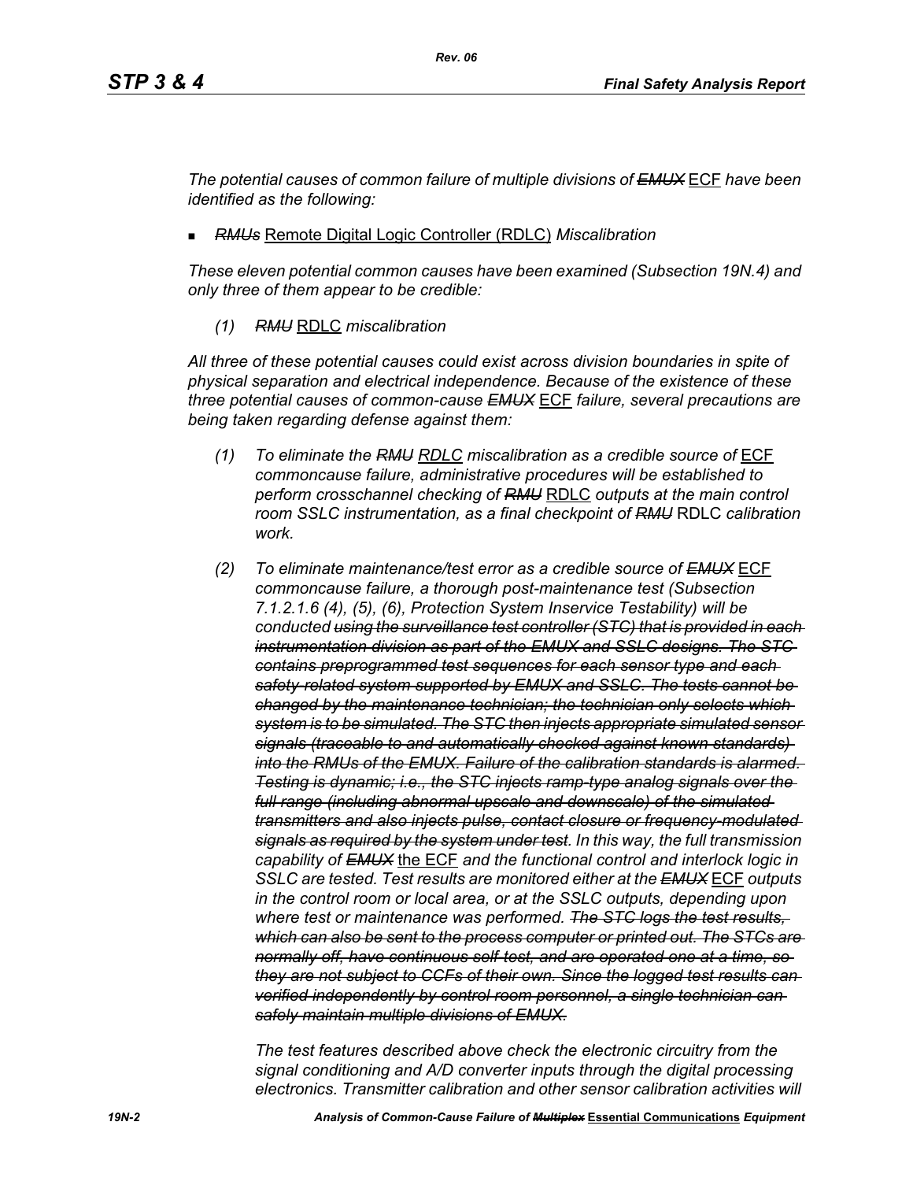*The potential causes of common failure of multiple divisions of* ~~*EMUX*~~ ECF *have been identified as the following:*

- ~~*RMUs*~~ Remote Digital Logic Controller (RDLC) *Miscalibration*

*These eleven potential common causes have been examined (Subsection 19N.4) and only three of them appear to be credible:*

*(1)* ~~*RMU*~~ RDLC *miscalibration*

*All three of these potential causes could exist across division boundaries in spite of physical separation and electrical independence. Because of the existence of these three potential causes of common-cause* ~~*EMUX*~~ ECF *failure, several precautions are being taken regarding defense against them:*

*(1) To eliminate the* ~~*RMU*~~ *RDLC miscalibration as a credible source of* ECF *commoncause failure, administrative procedures will be established to perform crosschannel checking of* ~~*RMU*~~ RDLC *outputs at the main control room SSLC instrumentation, as a final checkpoint of* ~~*RMU*~~ RDLC *calibration work.*

*(2) To eliminate maintenance/test error as a credible source of* ~~*EMUX*~~ ECF *commoncause failure, a thorough post-maintenance test (Subsection 7.1.2.1.6 (4), (5), (6), Protection System Inservice Testability) will be conducted* ~~*using the surveillance test controller (STC) that is provided in each instrumentation division as part of the EMUX and SSLC designs. The STC contains preprogrammed test sequences for each sensor type and each safety-related system supported by EMUX and SSLC. The tests cannot be changed by the maintenance technician; the technician only selects which system is to be simulated. The STC then injects appropriate simulated sensor signals (traceable to and automatically checked against known standards) into the RMUs of the EMUX. Failure of the calibration standards is alarmed. Testing is dynamic; i.e., the STC injects ramp-type analog signals over the full range (including abnormal upscale and downscale) of the simulated transmitters and also injects pulse, contact closure or frequency-modulated signals as required by the system under test*~~*. In this way, the full transmission capability of* ~~*EMUX*~~ the ECF *and the functional control and interlock logic in SSLC are tested. Test results are monitored either at the* ~~*EMUX*~~ ECF *outputs in the control room or local area, or at the SSLC outputs, depending upon where test or maintenance was performed.* ~~*The STC logs the test results, which can also be sent to the process computer or printed out. The STCs are normally off, have continuous self-test, and are operated one at a time, so they are not subject to CCFs of their own. Since the logged test results can verified independently by control room personnel, a single technician can safely maintain multiple divisions of EMUX.*~~

*The test features described above check the electronic circuitry from the signal conditioning and A/D converter inputs through the digital processing electronics. Transmitter calibration and other sensor calibration activities will*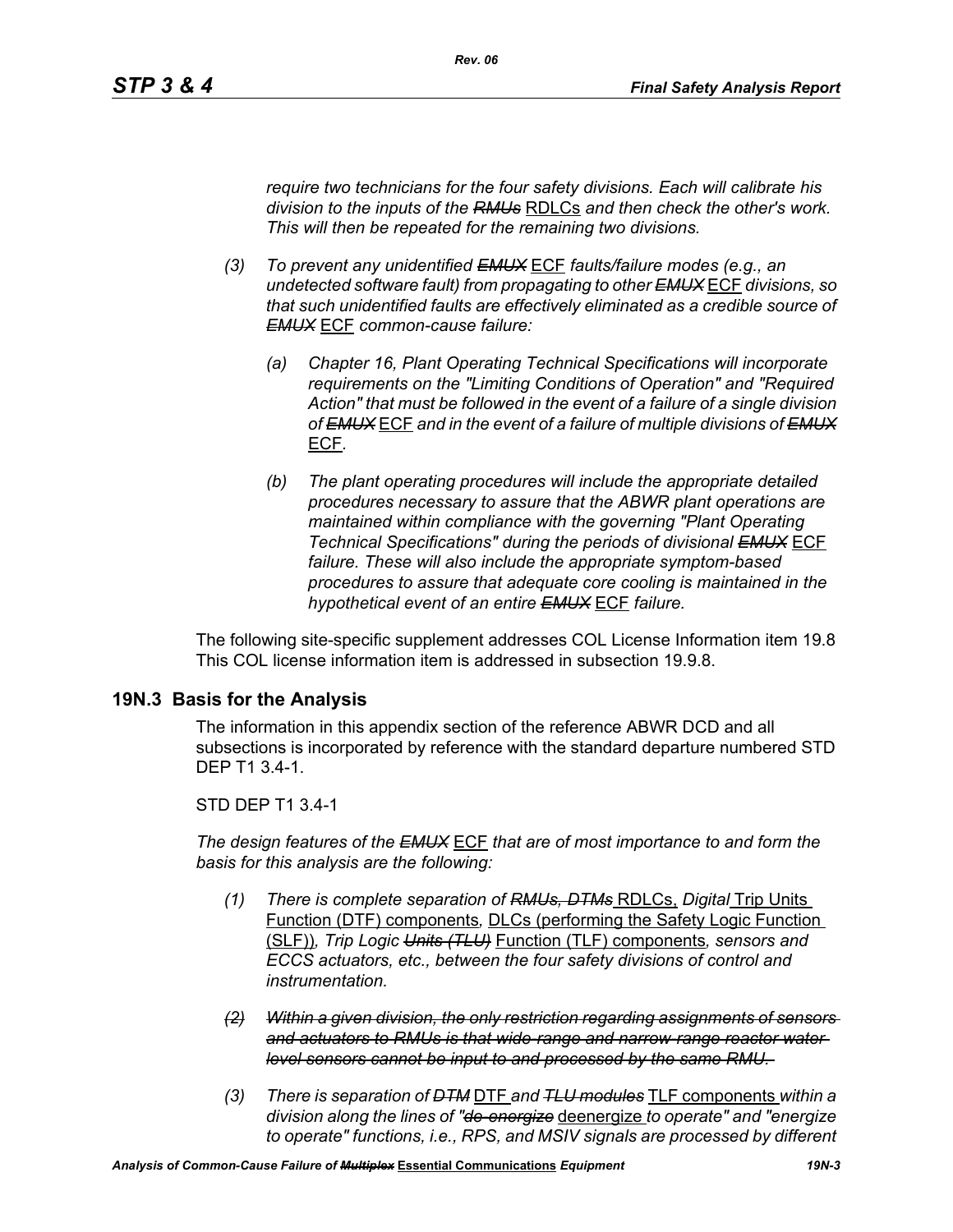*require two technicians for the four safety divisions. Each will calibrate his division to the inputs of the ~~RMUs~~* RDLCs *and then check the other's work. This will then be repeated for the remaining two divisions.*

*(3) To prevent any unidentified ~~EMUX~~* ECF *faults/failure modes (e.g., an undetected software fault) from propagating to other ~~EMUX~~* ECF *divisions, so that such unidentified faults are effectively eliminated as a credible source of ~~EMUX~~* ECF *common-cause failure:*

*(a) Chapter 16, Plant Operating Technical Specifications will incorporate requirements on the "Limiting Conditions of Operation" and "Required Action" that must be followed in the event of a failure of a single division of ~~EMUX~~* ECF *and in the event of a failure of multiple divisions of ~~EMUX~~* ECF*.*

*(b) The plant operating procedures will include the appropriate detailed procedures necessary to assure that the ABWR plant operations are maintained within compliance with the governing "Plant Operating Technical Specifications" during the periods of divisional ~~EMUX~~* ECF *failure. These will also include the appropriate symptom-based procedures to assure that adequate core cooling is maintained in the hypothetical event of an entire ~~EMUX~~* ECF *failure.*

The following site-specific supplement addresses COL License Information item 19.8 This COL license information item is addressed in subsection 19.9.8.

## 19N.3 Basis for the Analysis

The information in this appendix section of the reference ABWR DCD and all subsections is incorporated by reference with the standard departure numbered STD DEP T1 3.4-1.

STD DEP T1 3.4-1

*The design features of the ~~EMUX~~* ECF *that are of most importance to and form the basis for this analysis are the following:*

*(1) There is complete separation of ~~RMUs, DTMs~~* RDLCs, *Digital* Trip Units Function (DTF) components*,* DLCs (performing the Safety Logic Function (SLF))*, Trip Logic ~~Units (TLU)~~* Function (TLF) components*, sensors and ECCS actuators, etc., between the four safety divisions of control and instrumentation.*

~~*(2) Within a given division, the only restriction regarding assignments of sensors and actuators to RMUs is that wide-range and narrow-range reactor water level sensors cannot be input to and processed by the same RMU.*~~

*(3) There is separation of ~~DTM~~* DTF *and ~~TLU modules~~* TLF components *within a division along the lines of "~~de-energize~~* deenergize *to operate" and "energize to operate" functions, i.e., RPS, and MSIV signals are processed by different*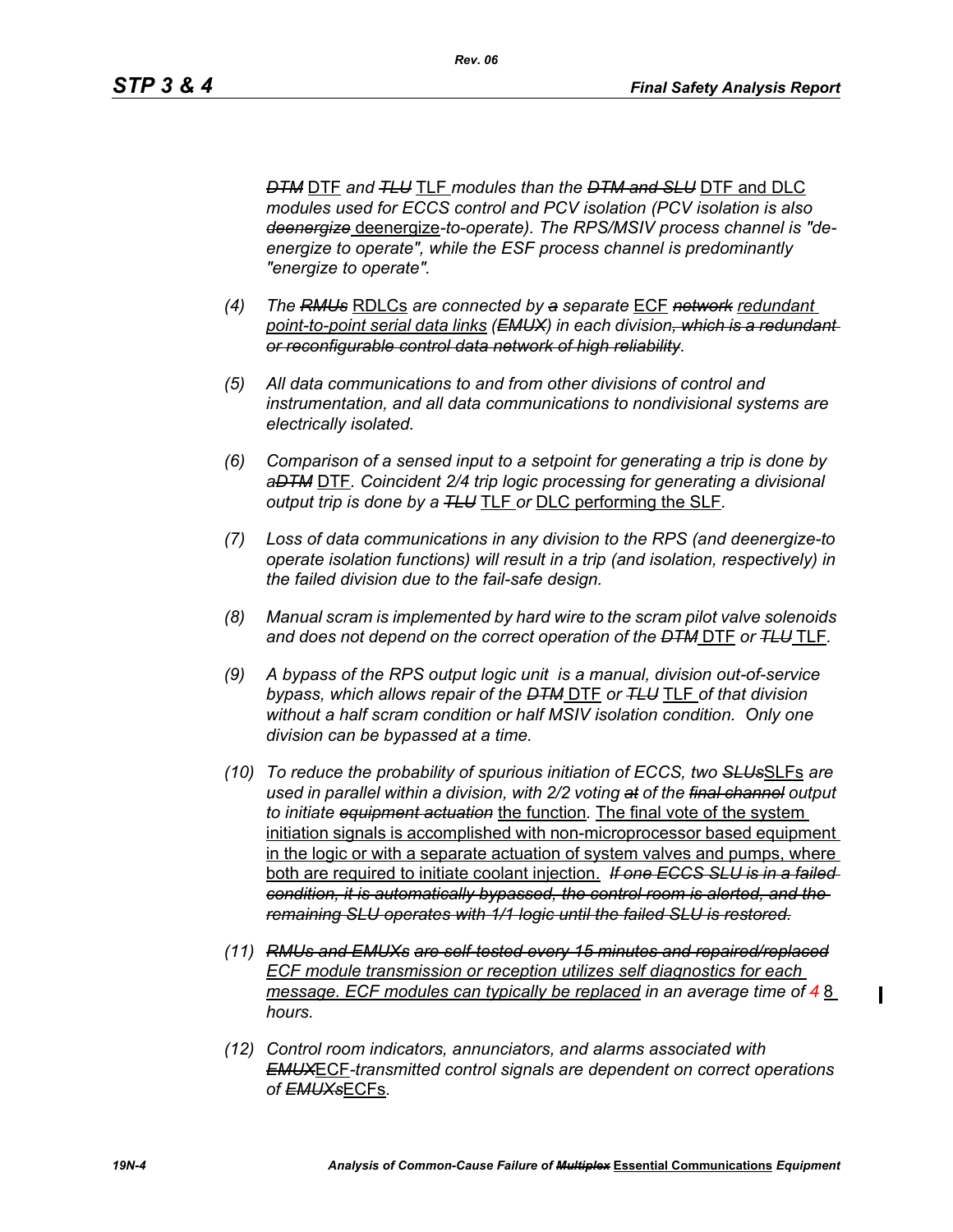*~~DTM~~ DTF and ~~TLU~~ TLF modules than the ~~DTM and SLU~~ DTF and DLC modules used for ECCS control and PCV isolation (PCV isolation is also ~~deenergize~~ deenergize-to-operate). The RPS/MSIV process channel is "de-energize to operate", while the ESF process channel is predominantly "energize to operate".*

*(4) The ~~RMUs~~ RDLCs are connected by ~~a~~ separate ECF ~~network~~ redundant point-to-point serial data links (~~EMUX~~) in each division~~, which is a redundant or reconfigurable control data network of high reliability~~.*

*(5) All data communications to and from other divisions of control and instrumentation, and all data communications to nondivisional systems are electrically isolated.*

*(6) Comparison of a sensed input to a setpoint for generating a trip is done by a~~DTM~~ DTF. Coincident 2/4 trip logic processing for generating a divisional output trip is done by a ~~TLU~~ TLF or DLC performing the SLF.*

*(7) Loss of data communications in any division to the RPS (and deenergize-to operate isolation functions) will result in a trip (and isolation, respectively) in the failed division due to the fail-safe design.*

*(8) Manual scram is implemented by hard wire to the scram pilot valve solenoids and does not depend on the correct operation of the ~~DTM~~ DTF or ~~TLU~~ TLF.*

*(9) A bypass of the RPS output logic unit is a manual, division out-of-service bypass, which allows repair of the ~~DTM~~ DTF or ~~TLU~~ TLF of that division without a half scram condition or half MSIV isolation condition. Only one division can be bypassed at a time.*

*(10) To reduce the probability of spurious initiation of ECCS, two ~~SLUs~~SLFs are used in parallel within a division, with 2/2 voting ~~at~~ of the ~~final channel~~ output to initiate ~~equipment actuation~~ the function. The final vote of the system initiation signals is accomplished with non-microprocessor based equipment in the logic or with a separate actuation of system valves and pumps, where both are required to initiate coolant injection. ~~If one ECCS SLU is in a failed condition, it is automatically bypassed, the control room is alerted, and the remaining SLU operates with 1/1 logic until the failed SLU is restored.~~*

*(11) ~~RMUs and EMUXs are self-tested every 15 minutes and repaired/replaced~~ ECF module transmission or reception utilizes self diagnostics for each message. ECF modules can typically be replaced in an average time of ~~4~~ 8 hours.*

*(12) Control room indicators, annunciators, and alarms associated with ~~EMUX~~ECF-transmitted control signals are dependent on correct operations of ~~EMUXs~~ECFs.*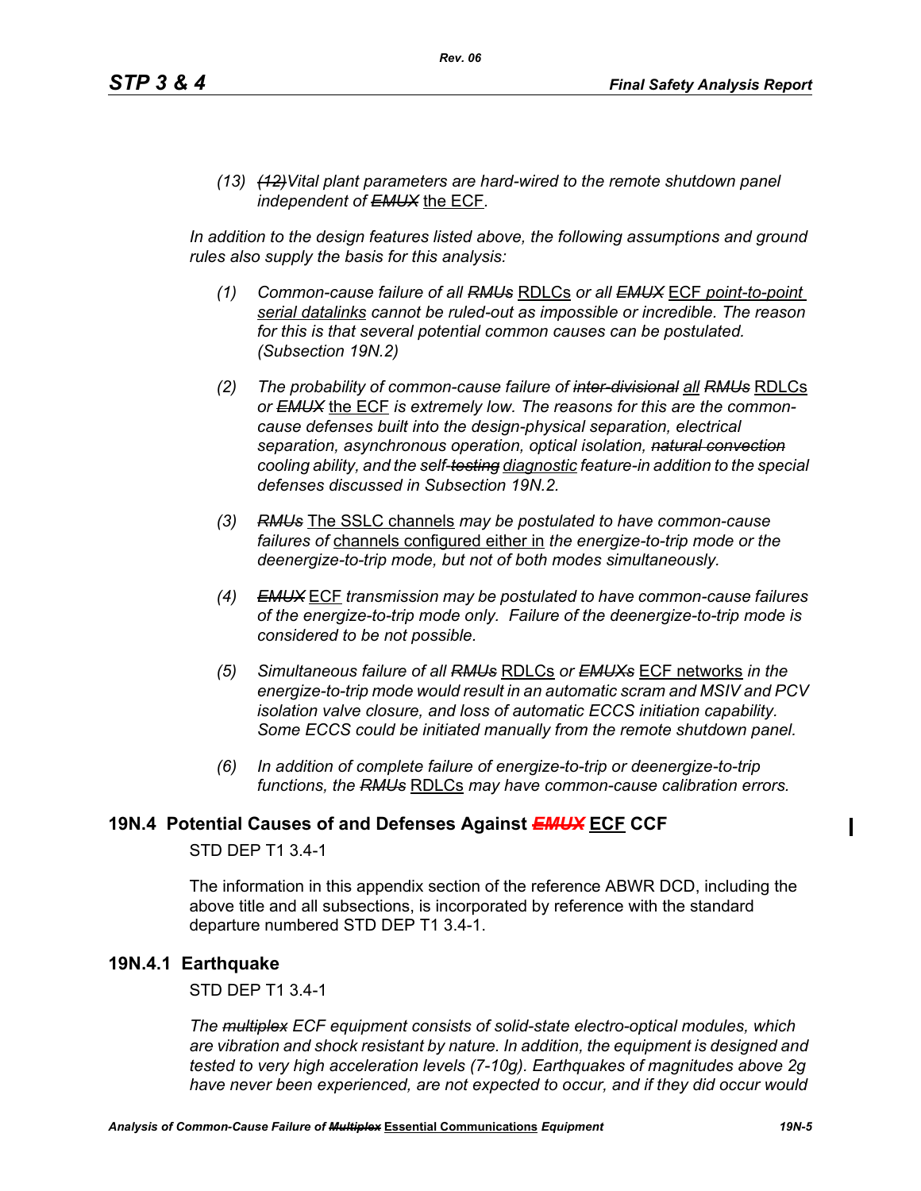*(13) ~~(12)~~Vital plant parameters are hard-wired to the remote shutdown panel independent of ~~EMUX~~* the ECF*.*

*In addition to the design features listed above, the following assumptions and ground rules also supply the basis for this analysis:*

*(1) Common-cause failure of all ~~RMUs~~* RDLCs *or all ~~EMUX~~* ECF *point-to-point serial datalinks cannot be ruled-out as impossible or incredible. The reason for this is that several potential common causes can be postulated. (Subsection 19N.2)*

*(2) The probability of common-cause failure of ~~inter-divisional~~ all ~~RMUs~~* RDLCs *or ~~EMUX~~* the ECF *is extremely low. The reasons for this are the common-cause defenses built into the design-physical separation, electrical separation, asynchronous operation, optical isolation, ~~natural convection~~ cooling ability, and the self-~~testing~~ diagnostic feature-in addition to the special defenses discussed in Subsection 19N.2.*

*(3) ~~RMUs~~* The SSLC channels *may be postulated to have common-cause failures of* channels configured either in *the energize-to-trip mode or the deenergize-to-trip mode, but not of both modes simultaneously.*

*(4) ~~EMUX~~* ECF *transmission may be postulated to have common-cause failures of the energize-to-trip mode only. Failure of the deenergize-to-trip mode is considered to be not possible.*

*(5) Simultaneous failure of all ~~RMUs~~* RDLCs *or ~~EMUXs~~* ECF networks *in the energize-to-trip mode would result in an automatic scram and MSIV and PCV isolation valve closure, and loss of automatic ECCS initiation capability. Some ECCS could be initiated manually from the remote shutdown panel.*

*(6) In addition of complete failure of energize-to-trip or deenergize-to-trip functions, the ~~RMUs~~* RDLCs *may have common-cause calibration errors.*

## 19N.4 Potential Causes of and Defenses Against ~~EMUX~~ ECF CCF

STD DEP T1 3.4-1

The information in this appendix section of the reference ABWR DCD, including the above title and all subsections, is incorporated by reference with the standard departure numbered STD DEP T1 3.4-1.

### 19N.4.1 Earthquake

STD DEP T1 3.4-1

*The ~~multiplex~~ ECF equipment consists of solid-state electro-optical modules, which are vibration and shock resistant by nature. In addition, the equipment is designed and tested to very high acceleration levels (7-10g). Earthquakes of magnitudes above 2g have never been experienced, are not expected to occur, and if they did occur would*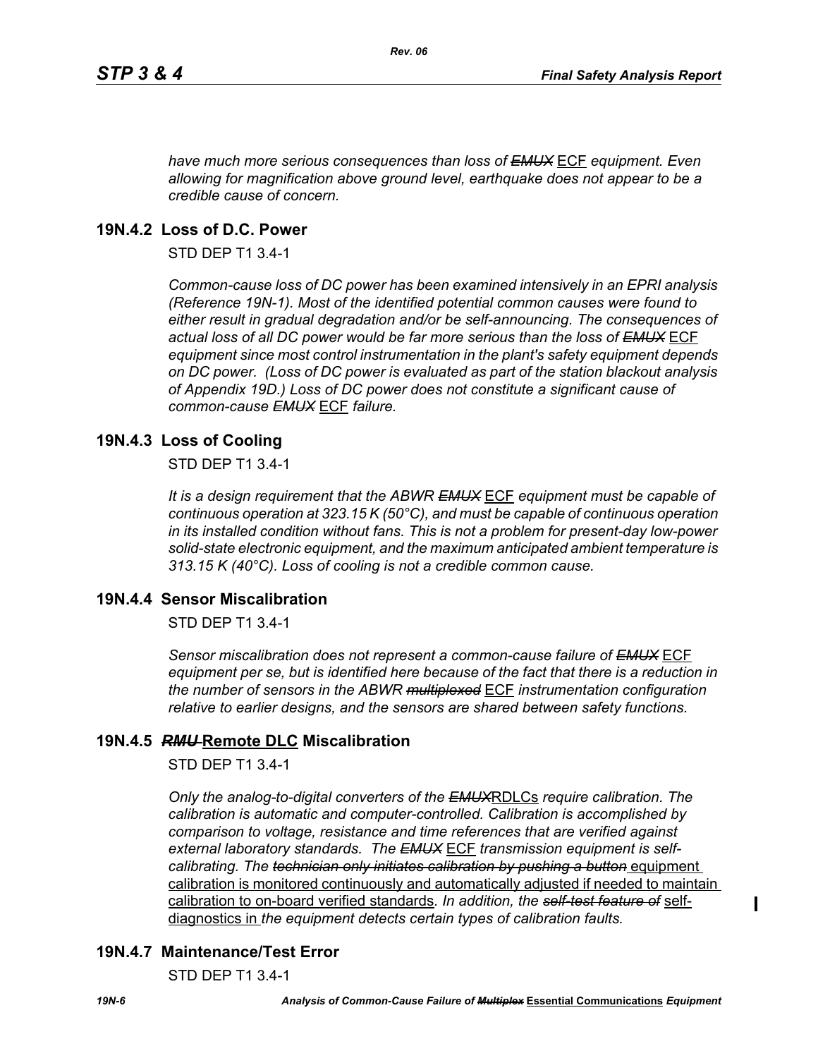*have much more serious consequences than loss of ~~EMUX~~* ECF *equipment. Even allowing for magnification above ground level, earthquake does not appear to be a credible cause of concern.*

## 19N.4.2 Loss of D.C. Power

STD DEP T1 3.4-1

*Common-cause loss of DC power has been examined intensively in an EPRI analysis (Reference 19N-1). Most of the identified potential common causes were found to either result in gradual degradation and/or be self-announcing. The consequences of actual loss of all DC power would be far more serious than the loss of ~~EMUX~~* ECF *equipment since most control instrumentation in the plant's safety equipment depends on DC power. (Loss of DC power is evaluated as part of the station blackout analysis of Appendix 19D.) Loss of DC power does not constitute a significant cause of common-cause ~~EMUX~~* ECF *failure.*

## 19N.4.3 Loss of Cooling

STD DEP T1 3.4-1

*It is a design requirement that the ABWR ~~EMUX~~* ECF *equipment must be capable of continuous operation at 323.15 K (50°C), and must be capable of continuous operation in its installed condition without fans. This is not a problem for present-day low-power solid-state electronic equipment, and the maximum anticipated ambient temperature is 313.15 K (40°C). Loss of cooling is not a credible common cause.*

## 19N.4.4 Sensor Miscalibration

STD DEP T1 3.4-1

*Sensor miscalibration does not represent a common-cause failure of ~~EMUX~~* ECF *equipment per se, but is identified here because of the fact that there is a reduction in the number of sensors in the ABWR ~~multiplexed~~* ECF *instrumentation configuration relative to earlier designs, and the sensors are shared between safety functions.*

## 19N.4.5 ~~*RMU*~~ Remote DLC Miscalibration

STD DEP T1 3.4-1

*Only the analog-to-digital converters of the ~~EMUX~~*RDLCs *require calibration. The calibration is automatic and computer-controlled. Calibration is accomplished by comparison to voltage, resistance and time references that are verified against external laboratory standards. The ~~EMUX~~* ECF *transmission equipment is self-calibrating. The ~~technician only initiates calibration by pushing a button~~* equipment calibration is monitored continuously and automatically adjusted if needed to maintain calibration to on-board verified standards*. In addition, the ~~self-test feature of~~* self-diagnostics in *the equipment detects certain types of calibration faults.*

## 19N.4.7 Maintenance/Test Error

STD DEP T1 3.4-1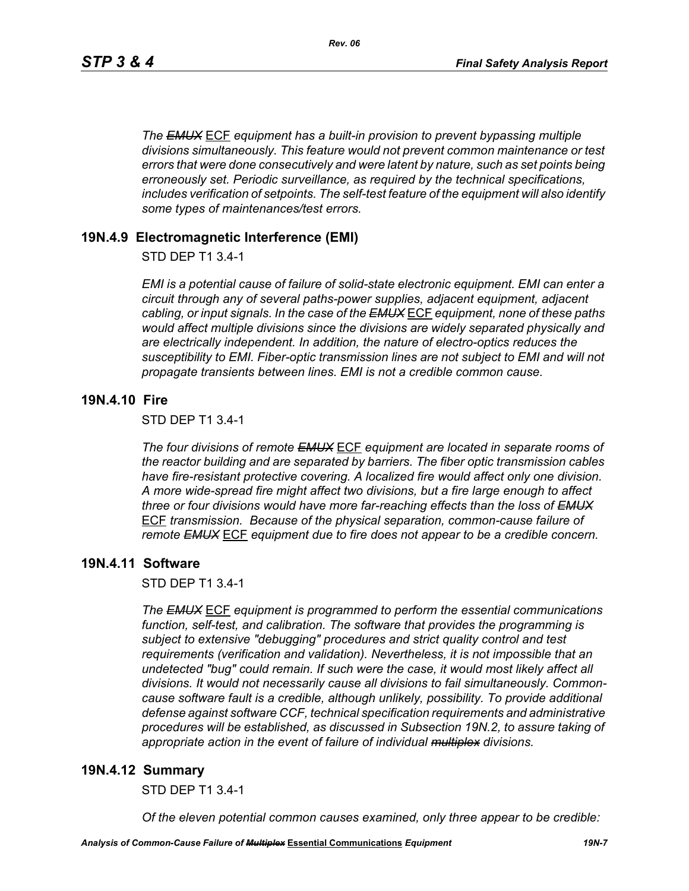*The ~~EMUX~~ ECF equipment has a built-in provision to prevent bypassing multiple divisions simultaneously. This feature would not prevent common maintenance or test errors that were done consecutively and were latent by nature, such as set points being erroneously set. Periodic surveillance, as required by the technical specifications, includes verification of setpoints. The self-test feature of the equipment will also identify some types of maintenances/test errors.*

## 19N.4.9 Electromagnetic Interference (EMI)

STD DEP T1 3.4-1

*EMI is a potential cause of failure of solid-state electronic equipment. EMI can enter a circuit through any of several paths-power supplies, adjacent equipment, adjacent cabling, or input signals. In the case of the ~~EMUX~~ ECF equipment, none of these paths would affect multiple divisions since the divisions are widely separated physically and are electrically independent. In addition, the nature of electro-optics reduces the susceptibility to EMI. Fiber-optic transmission lines are not subject to EMI and will not propagate transients between lines. EMI is not a credible common cause.*

## 19N.4.10 Fire

STD DEP T1 3.4-1

*The four divisions of remote ~~EMUX~~ ECF equipment are located in separate rooms of the reactor building and are separated by barriers. The fiber optic transmission cables have fire-resistant protective covering. A localized fire would affect only one division. A more wide-spread fire might affect two divisions, but a fire large enough to affect three or four divisions would have more far-reaching effects than the loss of ~~EMUX~~ ECF transmission. Because of the physical separation, common-cause failure of remote ~~EMUX~~ ECF equipment due to fire does not appear to be a credible concern.*

## 19N.4.11 Software

STD DEP T1 3.4-1

*The ~~EMUX~~ ECF equipment is programmed to perform the essential communications function, self-test, and calibration. The software that provides the programming is subject to extensive "debugging" procedures and strict quality control and test requirements (verification and validation). Nevertheless, it is not impossible that an undetected "bug" could remain. If such were the case, it would most likely affect all divisions. It would not necessarily cause all divisions to fail simultaneously. Common-cause software fault is a credible, although unlikely, possibility. To provide additional defense against software CCF, technical specification requirements and administrative procedures will be established, as discussed in Subsection 19N.2, to assure taking of appropriate action in the event of failure of individual ~~multiplex~~ divisions.*

## 19N.4.12 Summary

STD DEP T1 3.4-1

*Of the eleven potential common causes examined, only three appear to be credible:*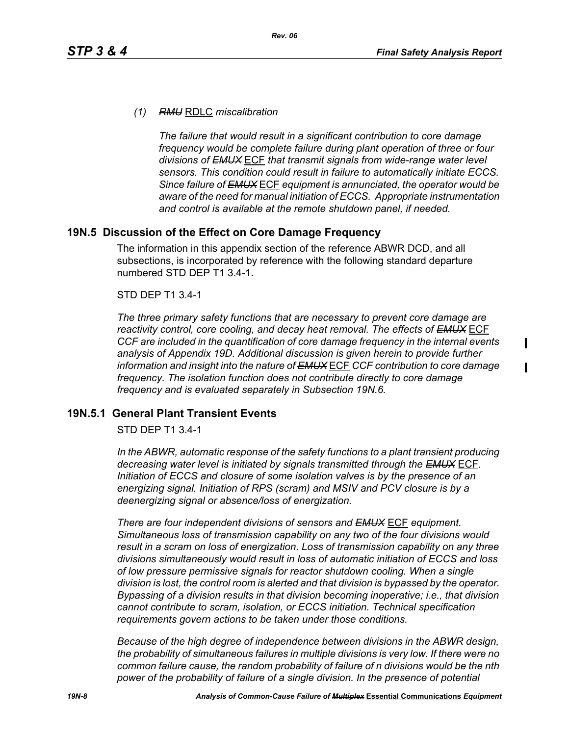*(1)* ~~*RMU*~~ RDLC *miscalibration*

*The failure that would result in a significant contribution to core damage frequency would be complete failure during plant operation of three or four divisions of* ~~*EMUX*~~ ECF *that transmit signals from wide-range water level sensors. This condition could result in failure to automatically initiate ECCS. Since failure of* ~~*EMUX*~~ ECF *equipment is annunciated, the operator would be aware of the need for manual initiation of ECCS. Appropriate instrumentation and control is available at the remote shutdown panel, if needed.*

## 19N.5 Discussion of the Effect on Core Damage Frequency

The information in this appendix section of the reference ABWR DCD, and all subsections, is incorporated by reference with the following standard departure numbered STD DEP T1 3.4-1.

STD DEP T1 3.4-1

*The three primary safety functions that are necessary to prevent core damage are reactivity control, core cooling, and decay heat removal. The effects of* ~~*EMUX*~~ ECF *CCF are included in the quantification of core damage frequency in the internal events analysis of Appendix 19D. Additional discussion is given herein to provide further information and insight into the nature of* ~~*EMUX*~~ ECF *CCF contribution to core damage frequency. The isolation function does not contribute directly to core damage frequency and is evaluated separately in Subsection 19N.6.*

### 19N.5.1 General Plant Transient Events

STD DEP T1 3.4-1

*In the ABWR, automatic response of the safety functions to a plant transient producing decreasing water level is initiated by signals transmitted through the* ~~*EMUX*~~ ECF*. Initiation of ECCS and closure of some isolation valves is by the presence of an energizing signal. Initiation of RPS (scram) and MSIV and PCV closure is by a deenergizing signal or absence/loss of energization.*

*There are four independent divisions of sensors and* ~~*EMUX*~~ ECF *equipment. Simultaneous loss of transmission capability on any two of the four divisions would result in a scram on loss of energization. Loss of transmission capability on any three divisions simultaneously would result in loss of automatic initiation of ECCS and loss of low pressure permissive signals for reactor shutdown cooling. When a single division is lost, the control room is alerted and that division is bypassed by the operator. Bypassing of a division results in that division becoming inoperative; i.e., that division cannot contribute to scram, isolation, or ECCS initiation. Technical specification requirements govern actions to be taken under those conditions.*

*Because of the high degree of independence between divisions in the ABWR design, the probability of simultaneous failures in multiple divisions is very low. If there were no common failure cause, the random probability of failure of n divisions would be the nth power of the probability of failure of a single division. In the presence of potential*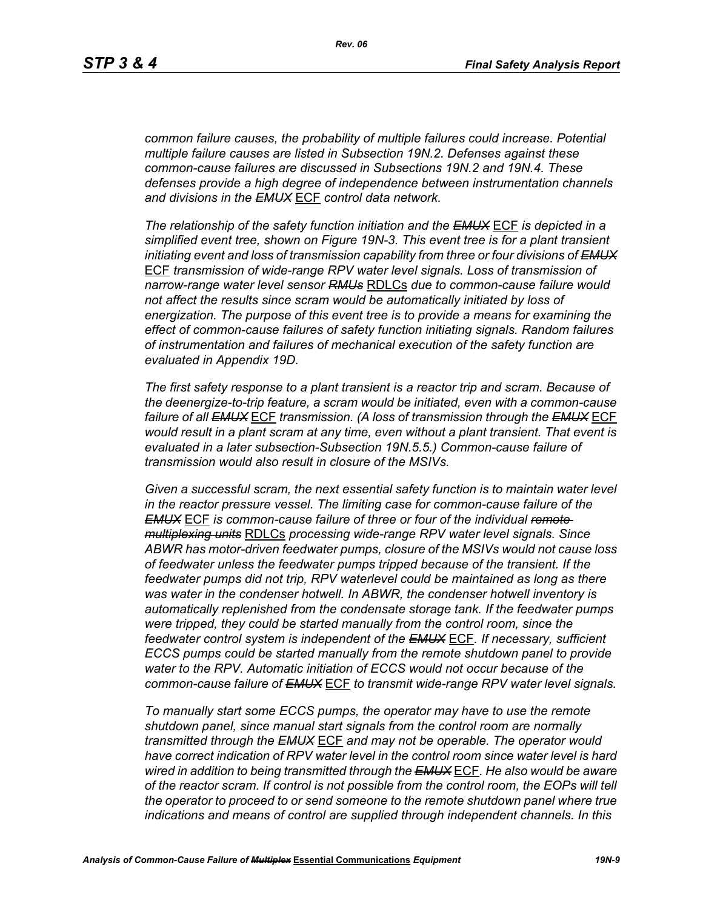common failure causes, the probability of multiple failures could increase. Potential multiple failure causes are listed in Subsection 19N.2. Defenses against these common-cause failures are discussed in Subsections 19N.2 and 19N.4. These defenses provide a high degree of independence between instrumentation channels and divisions in the ~~EMUX~~ ECF control data network.

The relationship of the safety function initiation and the ~~EMUX~~ ECF is depicted in a simplified event tree, shown on Figure 19N-3. This event tree is for a plant transient initiating event and loss of transmission capability from three or four divisions of ~~EMUX~~ ECF transmission of wide-range RPV water level signals. Loss of transmission of narrow-range water level sensor ~~RMUs~~ RDLCs due to common-cause failure would not affect the results since scram would be automatically initiated by loss of energization. The purpose of this event tree is to provide a means for examining the effect of common-cause failures of safety function initiating signals. Random failures of instrumentation and failures of mechanical execution of the safety function are evaluated in Appendix 19D.

The first safety response to a plant transient is a reactor trip and scram. Because of the deenergize-to-trip feature, a scram would be initiated, even with a common-cause failure of all ~~EMUX~~ ECF transmission. (A loss of transmission through the ~~EMUX~~ ECF would result in a plant scram at any time, even without a plant transient. That event is evaluated in a later subsection-Subsection 19N.5.5.) Common-cause failure of transmission would also result in closure of the MSIVs.

Given a successful scram, the next essential safety function is to maintain water level in the reactor pressure vessel. The limiting case for common-cause failure of the ~~EMUX~~ ECF is common-cause failure of three or four of the individual ~~remote multiplexing units~~ RDLCs processing wide-range RPV water level signals. Since ABWR has motor-driven feedwater pumps, closure of the MSIVs would not cause loss of feedwater unless the feedwater pumps tripped because of the transient. If the feedwater pumps did not trip, RPV waterlevel could be maintained as long as there was water in the condenser hotwell. In ABWR, the condenser hotwell inventory is automatically replenished from the condensate storage tank. If the feedwater pumps were tripped, they could be started manually from the control room, since the feedwater control system is independent of the ~~EMUX~~ ECF. If necessary, sufficient ECCS pumps could be started manually from the remote shutdown panel to provide water to the RPV. Automatic initiation of ECCS would not occur because of the common-cause failure of ~~EMUX~~ ECF to transmit wide-range RPV water level signals.

To manually start some ECCS pumps, the operator may have to use the remote shutdown panel, since manual start signals from the control room are normally transmitted through the ~~EMUX~~ ECF and may not be operable. The operator would have correct indication of RPV water level in the control room since water level is hard wired in addition to being transmitted through the ~~EMUX~~ ECF. He also would be aware of the reactor scram. If control is not possible from the control room, the EOPs will tell the operator to proceed to or send someone to the remote shutdown panel where true indications and means of control are supplied through independent channels. In this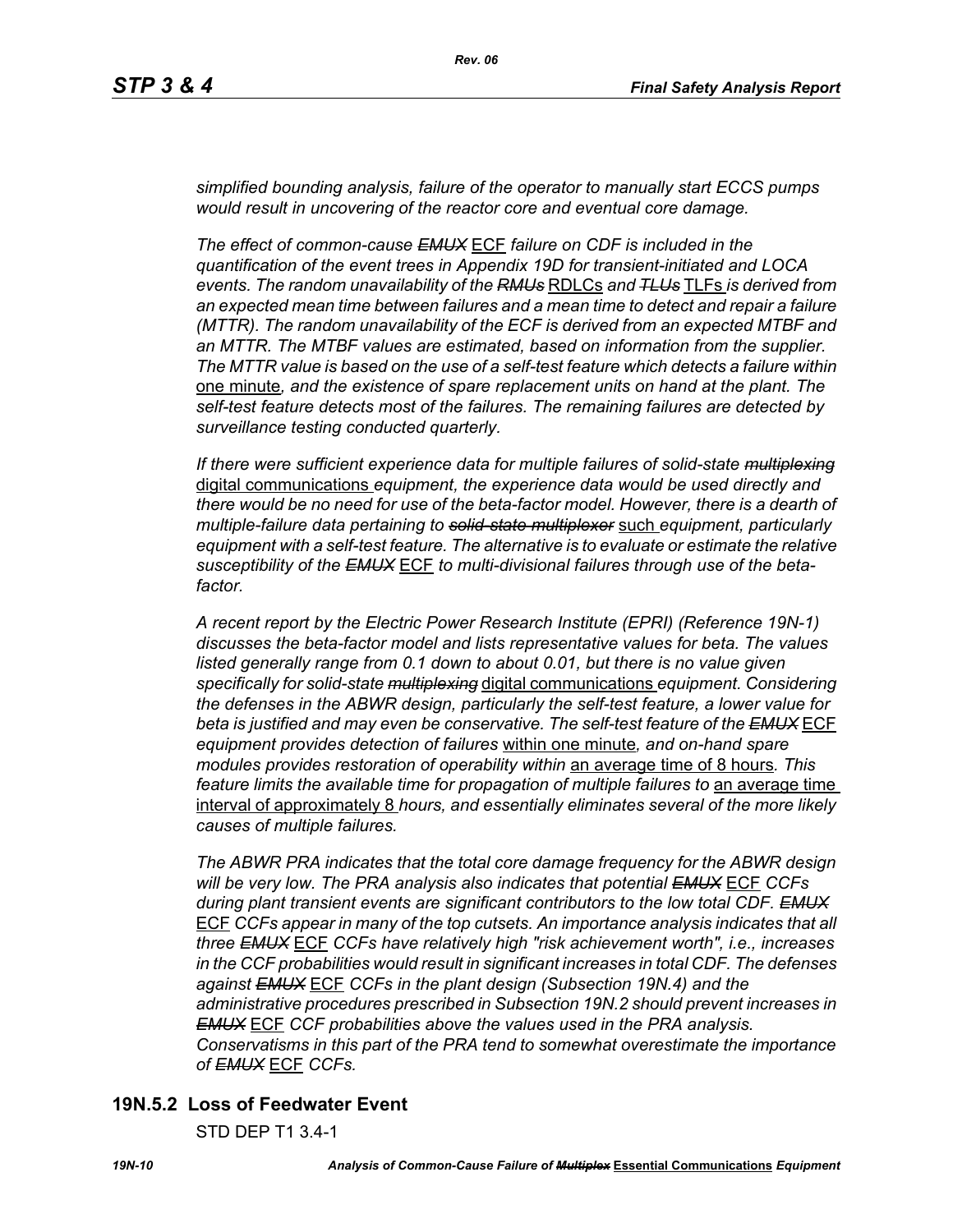*simplified bounding analysis, failure of the operator to manually start ECCS pumps would result in uncovering of the reactor core and eventual core damage.*

*The effect of common-cause ~~EMUX~~* ECF *failure on CDF is included in the quantification of the event trees in Appendix 19D for transient-initiated and LOCA events. The random unavailability of the ~~RMUs~~* RDLCs *and ~~TLUs~~* TLFs *is derived from an expected mean time between failures and a mean time to detect and repair a failure (MTTR). The random unavailability of the ECF is derived from an expected MTBF and an MTTR. The MTBF values are estimated, based on information from the supplier. The MTTR value is based on the use of a self-test feature which detects a failure within* one minute*, and the existence of spare replacement units on hand at the plant. The self-test feature detects most of the failures. The remaining failures are detected by surveillance testing conducted quarterly.*

*If there were sufficient experience data for multiple failures of solid-state ~~multiplexing~~* digital communications *equipment, the experience data would be used directly and there would be no need for use of the beta-factor model. However, there is a dearth of multiple-failure data pertaining to ~~solid-state multiplexer~~* such *equipment, particularly equipment with a self-test feature. The alternative is to evaluate or estimate the relative susceptibility of the ~~EMUX~~* ECF *to multi-divisional failures through use of the beta-factor.*

*A recent report by the Electric Power Research Institute (EPRI) (Reference 19N-1) discusses the beta-factor model and lists representative values for beta. The values listed generally range from 0.1 down to about 0.01, but there is no value given specifically for solid-state ~~multiplexing~~* digital communications *equipment. Considering the defenses in the ABWR design, particularly the self-test feature, a lower value for beta is justified and may even be conservative. The self-test feature of the ~~EMUX~~* ECF *equipment provides detection of failures* within one minute*, and on-hand spare modules provides restoration of operability within* an average time of 8 hours*. This feature limits the available time for propagation of multiple failures to* an average time interval of approximately 8 *hours, and essentially eliminates several of the more likely causes of multiple failures.*

*The ABWR PRA indicates that the total core damage frequency for the ABWR design will be very low. The PRA analysis also indicates that potential ~~EMUX~~* ECF *CCFs during plant transient events are significant contributors to the low total CDF. ~~EMUX~~* ECF *CCFs appear in many of the top cutsets. An importance analysis indicates that all three ~~EMUX~~* ECF *CCFs have relatively high "risk achievement worth", i.e., increases in the CCF probabilities would result in significant increases in total CDF. The defenses against ~~EMUX~~* ECF *CCFs in the plant design (Subsection 19N.4) and the administrative procedures prescribed in Subsection 19N.2 should prevent increases in ~~EMUX~~* ECF *CCF probabilities above the values used in the PRA analysis. Conservatisms in this part of the PRA tend to somewhat overestimate the importance of ~~EMUX~~* ECF *CCFs.*

## 19N.5.2 Loss of Feedwater Event

STD DEP T1 3.4-1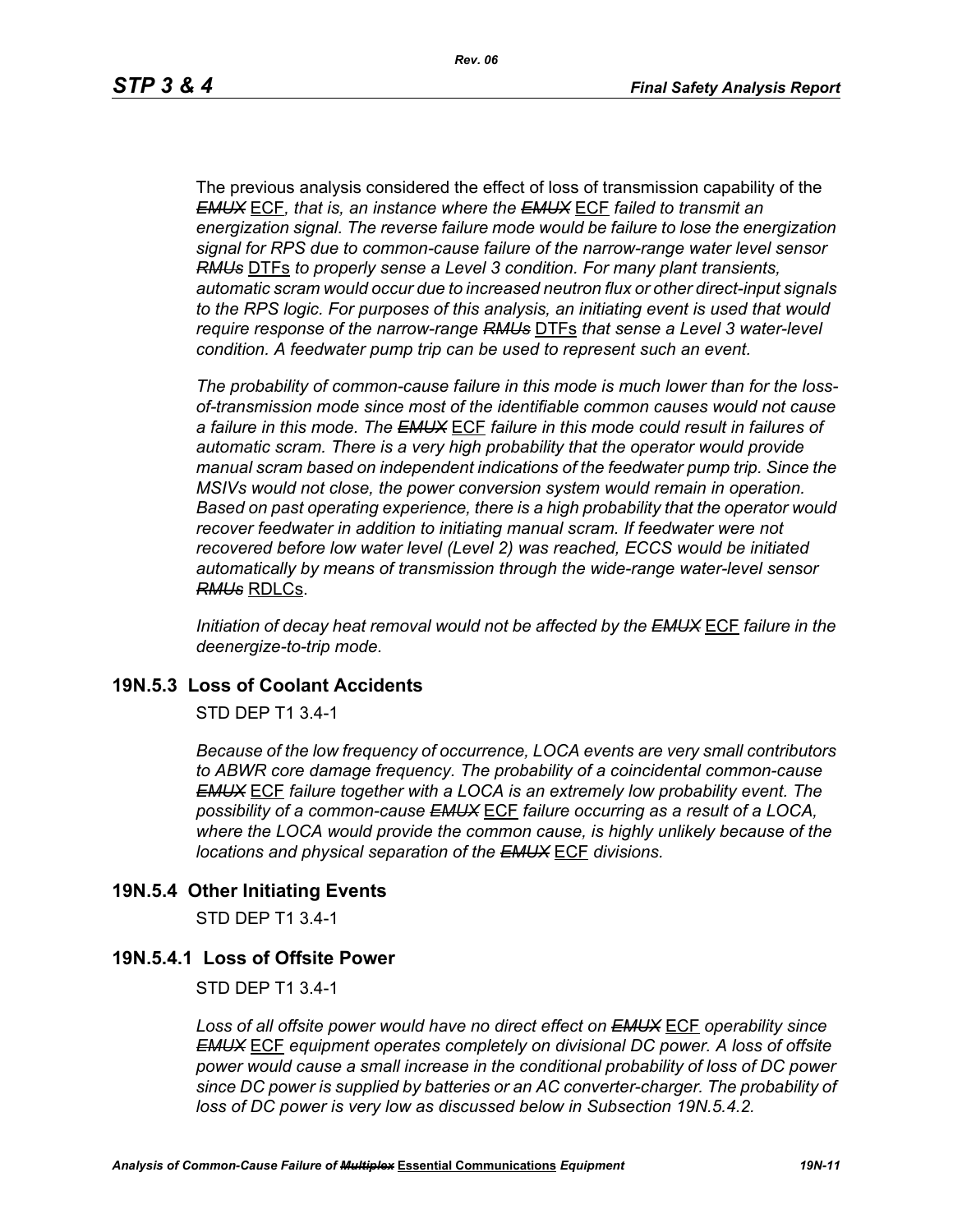The previous analysis considered the effect of loss of transmission capability of the ~~*EMUX*~~ ECF, *that is, an instance where the* ~~*EMUX*~~ ECF *failed to transmit an energization signal. The reverse failure mode would be failure to lose the energization signal for RPS due to common-cause failure of the narrow-range water level sensor* ~~*RMUs*~~ DTFs *to properly sense a Level 3 condition. For many plant transients, automatic scram would occur due to increased neutron flux or other direct-input signals to the RPS logic. For purposes of this analysis, an initiating event is used that would require response of the narrow-range* ~~*RMUs*~~ DTFs *that sense a Level 3 water-level condition. A feedwater pump trip can be used to represent such an event.*

*The probability of common-cause failure in this mode is much lower than for the loss-of-transmission mode since most of the identifiable common causes would not cause a failure in this mode. The* ~~*EMUX*~~ ECF *failure in this mode could result in failures of automatic scram. There is a very high probability that the operator would provide manual scram based on independent indications of the feedwater pump trip. Since the MSIVs would not close, the power conversion system would remain in operation. Based on past operating experience, there is a high probability that the operator would recover feedwater in addition to initiating manual scram. If feedwater were not recovered before low water level (Level 2) was reached, ECCS would be initiated automatically by means of transmission through the wide-range water-level sensor* ~~*RMUs*~~ RDLCs.

*Initiation of decay heat removal would not be affected by the* ~~*EMUX*~~ ECF *failure in the deenergize-to-trip mode.*

## 19N.5.3 Loss of Coolant Accidents

STD DEP T1 3.4-1

*Because of the low frequency of occurrence, LOCA events are very small contributors to ABWR core damage frequency. The probability of a coincidental common-cause* ~~*EMUX*~~ ECF *failure together with a LOCA is an extremely low probability event. The possibility of a common-cause* ~~*EMUX*~~ ECF *failure occurring as a result of a LOCA, where the LOCA would provide the common cause, is highly unlikely because of the locations and physical separation of the* ~~*EMUX*~~ ECF *divisions.*

## 19N.5.4 Other Initiating Events

STD DEP T1 3.4-1

### 19N.5.4.1 Loss of Offsite Power

STD DEP T1 3.4-1

*Loss of all offsite power would have no direct effect on* ~~*EMUX*~~ ECF *operability since* ~~*EMUX*~~ ECF *equipment operates completely on divisional DC power. A loss of offsite power would cause a small increase in the conditional probability of loss of DC power since DC power is supplied by batteries or an AC converter-charger. The probability of loss of DC power is very low as discussed below in Subsection 19N.5.4.2.*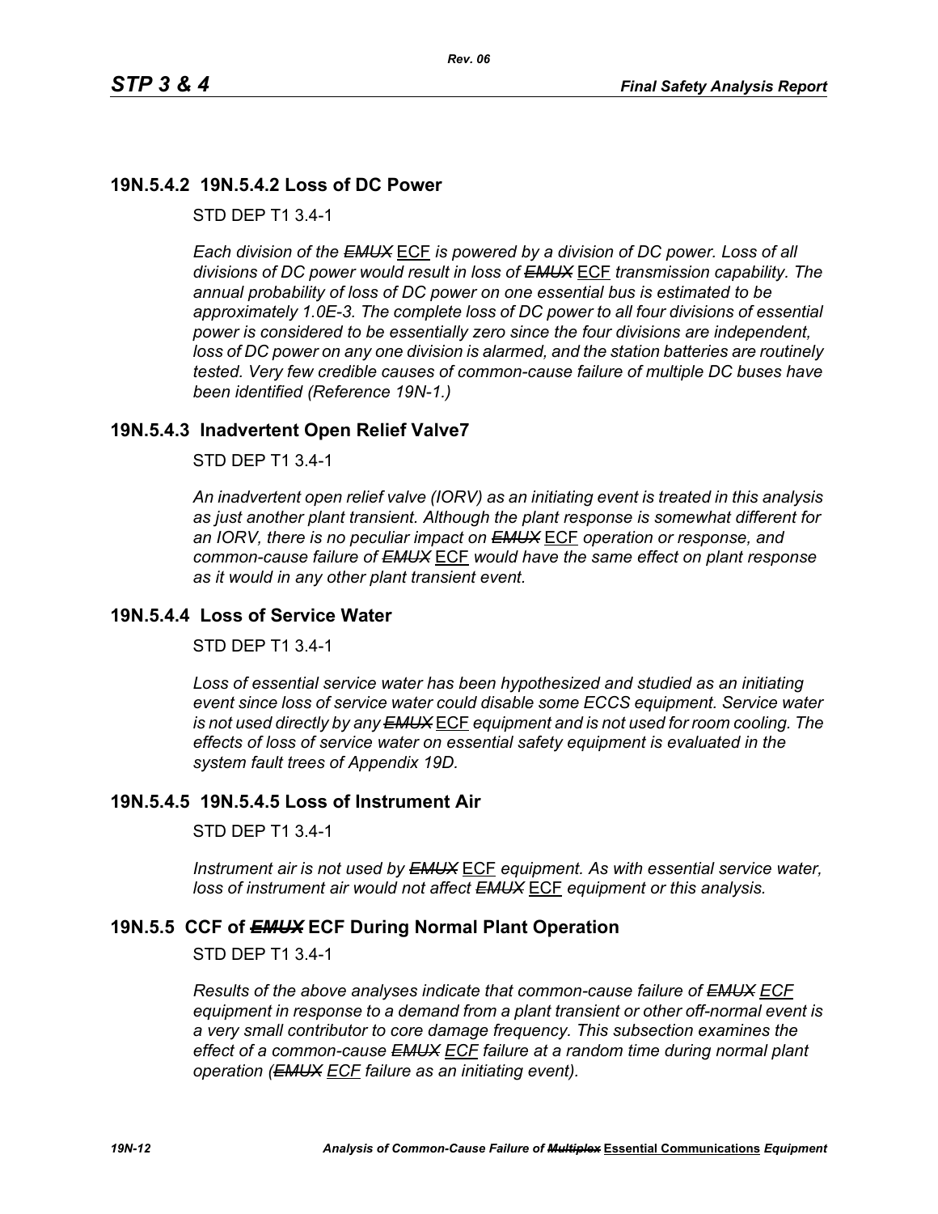## 19N.5.4.2 19N.5.4.2 Loss of DC Power

STD DEP T1 3.4-1

*Each division of the ~~EMUX~~* ECF *is powered by a division of DC power. Loss of all divisions of DC power would result in loss of ~~EMUX~~* ECF *transmission capability. The annual probability of loss of DC power on one essential bus is estimated to be approximately 1.0E-3. The complete loss of DC power to all four divisions of essential power is considered to be essentially zero since the four divisions are independent, loss of DC power on any one division is alarmed, and the station batteries are routinely tested. Very few credible causes of common-cause failure of multiple DC buses have been identified (Reference 19N-1.)*

## 19N.5.4.3 Inadvertent Open Relief Valve7

STD DEP T1 3.4-1

*An inadvertent open relief valve (IORV) as an initiating event is treated in this analysis as just another plant transient. Although the plant response is somewhat different for an IORV, there is no peculiar impact on ~~EMUX~~* ECF *operation or response, and common-cause failure of ~~EMUX~~* ECF *would have the same effect on plant response as it would in any other plant transient event.*

## 19N.5.4.4 Loss of Service Water

STD DEP T1 3.4-1

*Loss of essential service water has been hypothesized and studied as an initiating event since loss of service water could disable some ECCS equipment. Service water is not used directly by any ~~EMUX~~* ECF *equipment and is not used for room cooling. The effects of loss of service water on essential safety equipment is evaluated in the system fault trees of Appendix 19D.*

## 19N.5.4.5 19N.5.4.5 Loss of Instrument Air

STD DEP T1 3.4-1

*Instrument air is not used by ~~EMUX~~* ECF *equipment. As with essential service water, loss of instrument air would not affect ~~EMUX~~* ECF *equipment or this analysis.*

## 19N.5.5 CCF of ~~*EMUX*~~ ECF During Normal Plant Operation

STD DEP T1 3.4-1

*Results of the above analyses indicate that common-cause failure of ~~EMUX~~ ECF equipment in response to a demand from a plant transient or other off-normal event is a very small contributor to core damage frequency. This subsection examines the effect of a common-cause ~~EMUX~~ ECF failure at a random time during normal plant operation (~~EMUX~~ ECF failure as an initiating event).*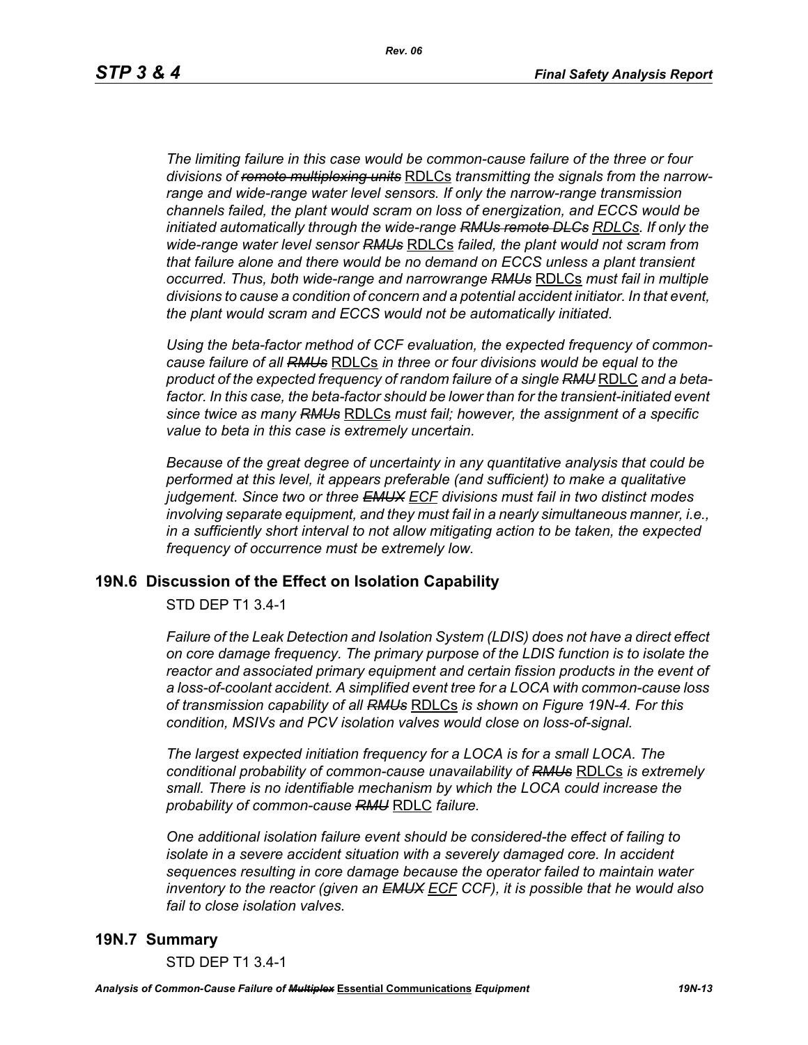*The limiting failure in this case would be common-cause failure of the three or four divisions of ~~remote multiplexing units~~* RDLCs *transmitting the signals from the narrow-range and wide-range water level sensors. If only the narrow-range transmission channels failed, the plant would scram on loss of energization, and ECCS would be initiated automatically through the wide-range ~~RMUs remote DLCs~~* RDLCs. *If only the wide-range water level sensor ~~RMUs~~* RDLCs *failed, the plant would not scram from that failure alone and there would be no demand on ECCS unless a plant transient occurred. Thus, both wide-range and narrowrange ~~RMUs~~* RDLCs *must fail in multiple divisions to cause a condition of concern and a potential accident initiator. In that event, the plant would scram and ECCS would not be automatically initiated.*

*Using the beta-factor method of CCF evaluation, the expected frequency of common-cause failure of all ~~RMUs~~* RDLCs *in three or four divisions would be equal to the product of the expected frequency of random failure of a single ~~RMU~~* RDLC *and a beta-factor. In this case, the beta-factor should be lower than for the transient-initiated event since twice as many ~~RMUs~~* RDLCs *must fail; however, the assignment of a specific value to beta in this case is extremely uncertain.*

*Because of the great degree of uncertainty in any quantitative analysis that could be performed at this level, it appears preferable (and sufficient) to make a qualitative judgement. Since two or three ~~EMUX~~* ECF *divisions must fail in two distinct modes involving separate equipment, and they must fail in a nearly simultaneous manner, i.e., in a sufficiently short interval to not allow mitigating action to be taken, the expected frequency of occurrence must be extremely low.*

## 19N.6 Discussion of the Effect on Isolation Capability

STD DEP T1 3.4-1

*Failure of the Leak Detection and Isolation System (LDIS) does not have a direct effect on core damage frequency. The primary purpose of the LDIS function is to isolate the reactor and associated primary equipment and certain fission products in the event of a loss-of-coolant accident. A simplified event tree for a LOCA with common-cause loss of transmission capability of all ~~RMUs~~* RDLCs *is shown on Figure 19N-4. For this condition, MSIVs and PCV isolation valves would close on loss-of-signal.*

*The largest expected initiation frequency for a LOCA is for a small LOCA. The conditional probability of common-cause unavailability of ~~RMUs~~* RDLCs *is extremely small. There is no identifiable mechanism by which the LOCA could increase the probability of common-cause ~~RMU~~* RDLC *failure.*

*One additional isolation failure event should be considered-the effect of failing to isolate in a severe accident situation with a severely damaged core. In accident sequences resulting in core damage because the operator failed to maintain water inventory to the reactor (given an ~~EMUX~~* ECF *CCF), it is possible that he would also fail to close isolation valves.*

## 19N.7 Summary

STD DEP T1 3.4-1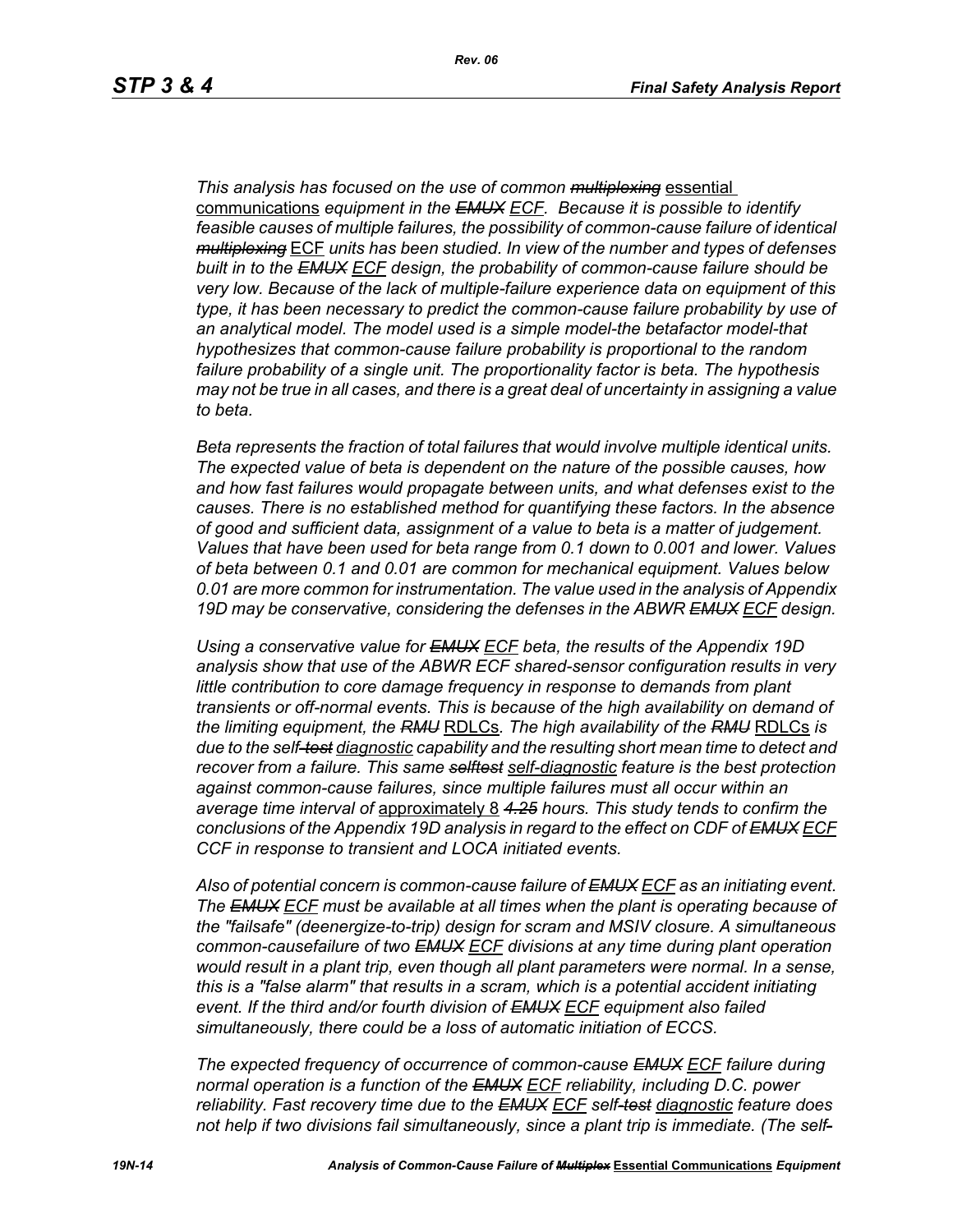*This analysis has focused on the use of common ~~multiplexing~~* essential communications *equipment in the ~~EMUX~~ ECF. Because it is possible to identify feasible causes of multiple failures, the possibility of common-cause failure of identical ~~multiplexing~~* ECF *units has been studied. In view of the number and types of defenses built in to the ~~EMUX~~ ECF design, the probability of common-cause failure should be very low. Because of the lack of multiple-failure experience data on equipment of this type, it has been necessary to predict the common-cause failure probability by use of an analytical model. The model used is a simple model-the betafactor model-that hypothesizes that common-cause failure probability is proportional to the random failure probability of a single unit. The proportionality factor is beta. The hypothesis may not be true in all cases, and there is a great deal of uncertainty in assigning a value to beta.*

*Beta represents the fraction of total failures that would involve multiple identical units. The expected value of beta is dependent on the nature of the possible causes, how and how fast failures would propagate between units, and what defenses exist to the causes. There is no established method for quantifying these factors. In the absence of good and sufficient data, assignment of a value to beta is a matter of judgement. Values that have been used for beta range from 0.1 down to 0.001 and lower. Values of beta between 0.1 and 0.01 are common for mechanical equipment. Values below 0.01 are more common for instrumentation. The value used in the analysis of Appendix 19D may be conservative, considering the defenses in the ABWR ~~EMUX~~ ECF design.*

*Using a conservative value for ~~EMUX~~ ECF beta, the results of the Appendix 19D analysis show that use of the ABWR ECF shared-sensor configuration results in very little contribution to core damage frequency in response to demands from plant transients or off-normal events. This is because of the high availability on demand of the limiting equipment, the ~~RMU~~* RDLCs. *The high availability of the ~~RMU~~* RDLCs *is due to the self~~-test~~ diagnostic capability and the resulting short mean time to detect and recover from a failure. This same ~~selftest~~ self-diagnostic feature is the best protection against common-cause failures, since multiple failures must all occur within an average time interval of* approximately 8 *~~4.25~~ hours. This study tends to confirm the conclusions of the Appendix 19D analysis in regard to the effect on CDF of ~~EMUX~~ ECF CCF in response to transient and LOCA initiated events.*

*Also of potential concern is common-cause failure of ~~EMUX~~ ECF as an initiating event. The ~~EMUX~~ ECF must be available at all times when the plant is operating because of the "failsafe" (deenergize-to-trip) design for scram and MSIV closure. A simultaneous common-causefailure of two ~~EMUX~~ ECF divisions at any time during plant operation would result in a plant trip, even though all plant parameters were normal. In a sense, this is a "false alarm" that results in a scram, which is a potential accident initiating event. If the third and/or fourth division of ~~EMUX~~ ECF equipment also failed simultaneously, there could be a loss of automatic initiation of ECCS.*

*The expected frequency of occurrence of common-cause ~~EMUX~~ ECF failure during normal operation is a function of the ~~EMUX~~ ECF reliability, including D.C. power reliability. Fast recovery time due to the ~~EMUX~~ ECF self~~-test~~ diagnostic feature does not help if two divisions fail simultaneously, since a plant trip is immediate. (The self-*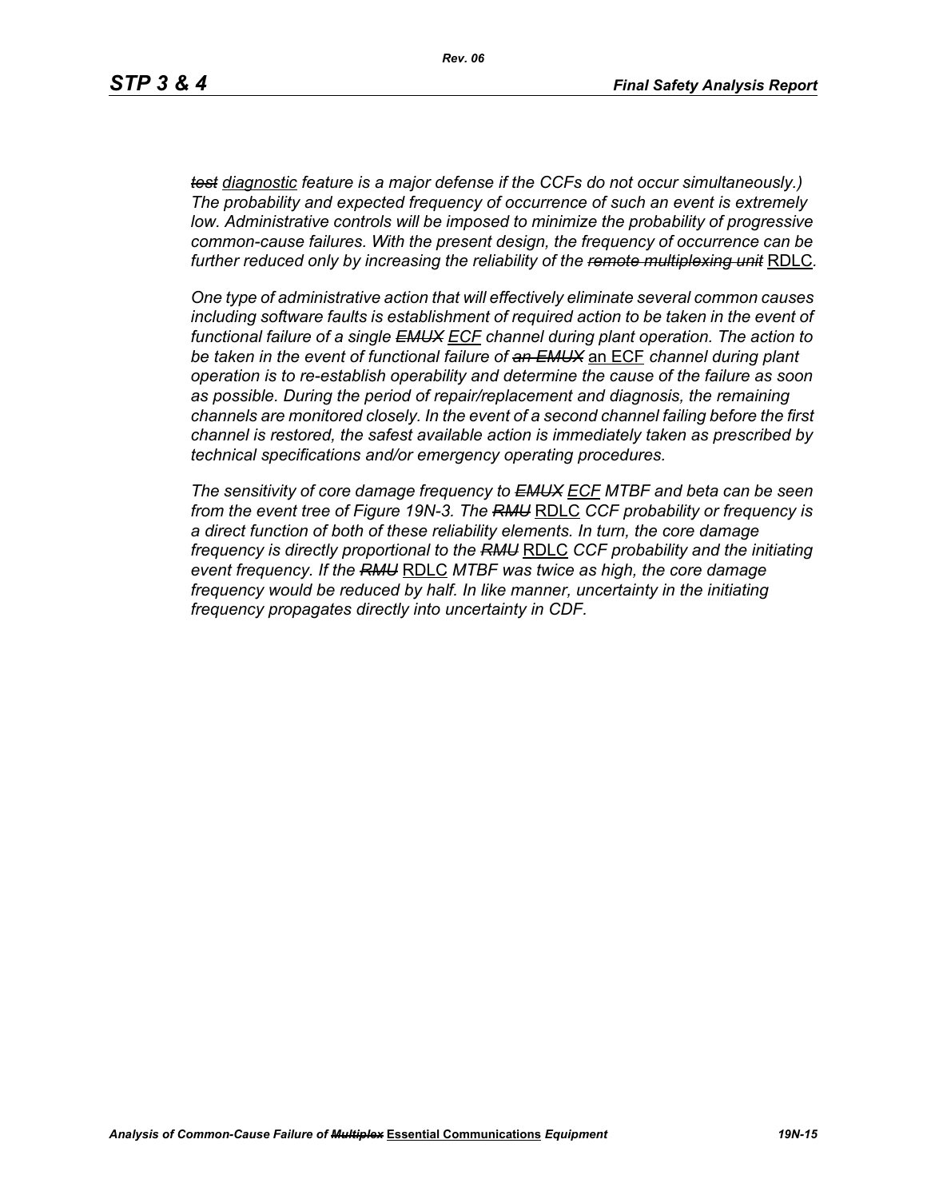*~~test~~ diagnostic feature is a major defense if the CCFs do not occur simultaneously.) The probability and expected frequency of occurrence of such an event is extremely low. Administrative controls will be imposed to minimize the probability of progressive common-cause failures. With the present design, the frequency of occurrence can be further reduced only by increasing the reliability of the ~~remote multiplexing unit~~* RDLC*.*

*One type of administrative action that will effectively eliminate several common causes including software faults is establishment of required action to be taken in the event of functional failure of a single ~~EMUX~~ ECF channel during plant operation. The action to be taken in the event of functional failure of ~~an EMUX~~* an ECF *channel during plant operation is to re-establish operability and determine the cause of the failure as soon as possible. During the period of repair/replacement and diagnosis, the remaining channels are monitored closely. In the event of a second channel failing before the first channel is restored, the safest available action is immediately taken as prescribed by technical specifications and/or emergency operating procedures.*

*The sensitivity of core damage frequency to ~~EMUX~~ ECF MTBF and beta can be seen from the event tree of Figure 19N-3. The ~~RMU~~* RDLC *CCF probability or frequency is a direct function of both of these reliability elements. In turn, the core damage frequency is directly proportional to the ~~RMU~~* RDLC *CCF probability and the initiating event frequency. If the ~~RMU~~* RDLC *MTBF was twice as high, the core damage frequency would be reduced by half. In like manner, uncertainty in the initiating frequency propagates directly into uncertainty in CDF.*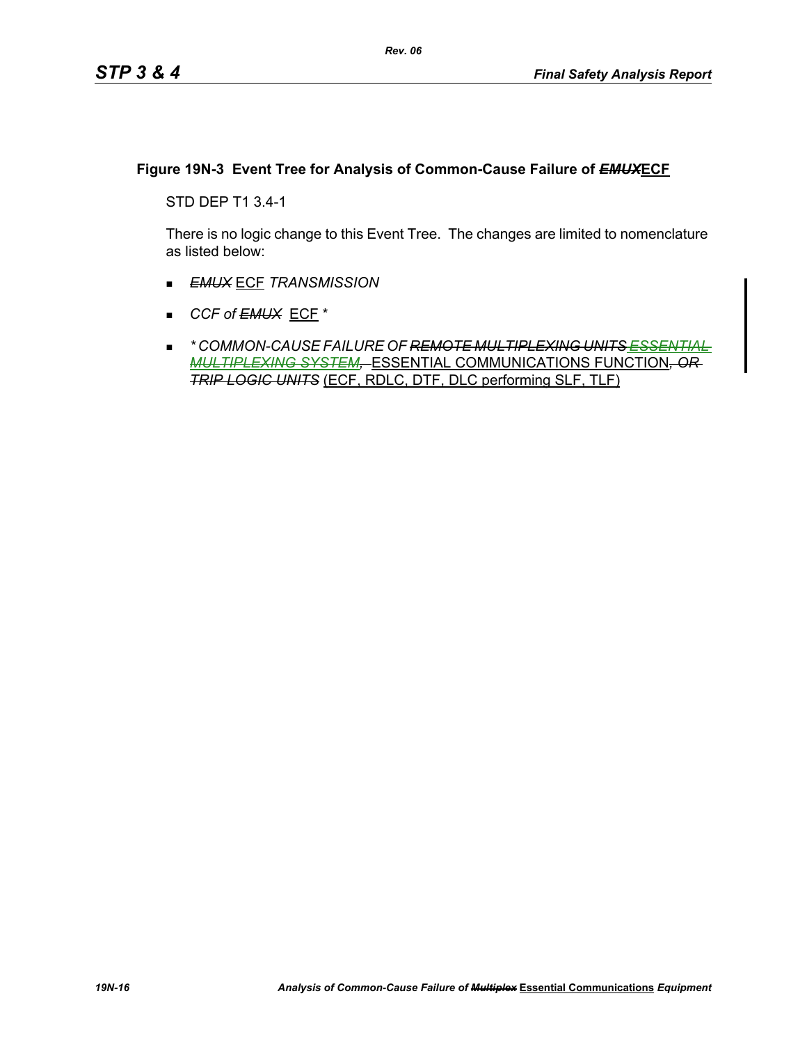### Figure 19N-3 Event Tree for Analysis of Common-Cause Failure of ~~EMUX~~ECF

STD DEP T1 3.4-1

There is no logic change to this Event Tree. The changes are limited to nomenclature as listed below:

- *~~EMUX~~* ECF *TRANSMISSION*
- *CCF of ~~EMUX~~* ECF *
- ** COMMON-CAUSE FAILURE OF ~~REMOTE MULTIPLEXING UNITS~~ ~~ESSENTIAL MULTIPLEXING SYSTEM,~~* ESSENTIAL COMMUNICATIONS FUNCTION*~~, OR TRIP LOGIC UNITS~~* (ECF, RDLC, DTF, DLC performing SLF, TLF)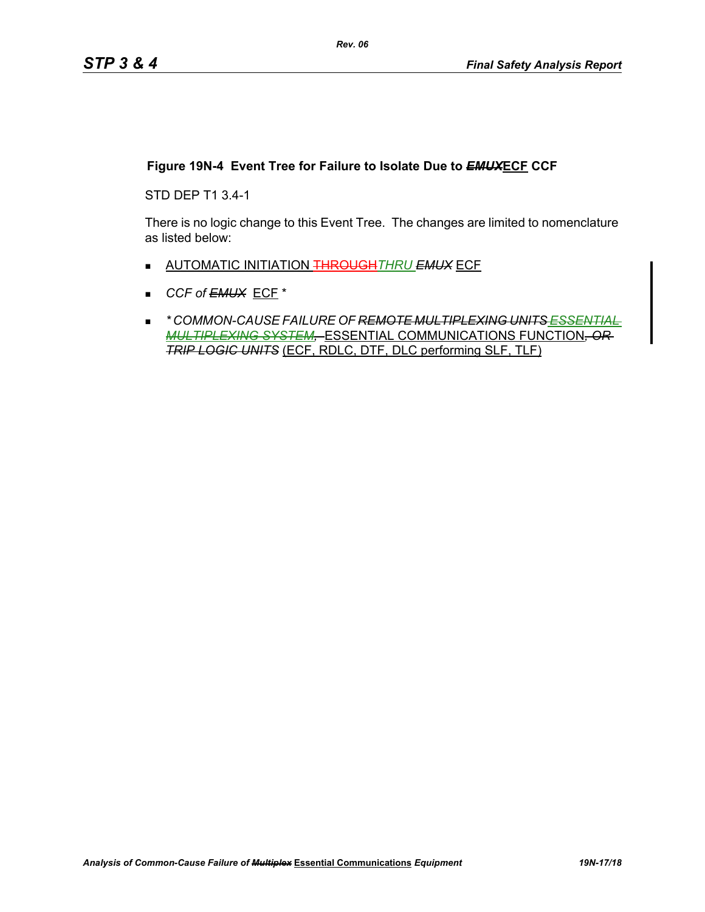**Figure 19N-4 Event Tree for Failure to Isolate Due to ~~*EMUX*~~ECF CCF**

STD DEP T1 3.4-1

There is no logic change to this Event Tree. The changes are limited to nomenclature as listed below:

- AUTOMATIC INITIATION ~~THROUGH~~*THRU* ~~*EMUX*~~ ECF
- *CCF of* ~~*EMUX*~~ ECF *
- *\* COMMON-CAUSE FAILURE OF* ~~*REMOTE MULTIPLEXING UNITS*~~ ~~*ESSENTIAL MULTIPLEXING SYSTEM,*~~ ESSENTIAL COMMUNICATIONS FUNCTION~~*, OR TRIP LOGIC UNITS*~~ (ECF, RDLC, DTF, DLC performing SLF, TLF)